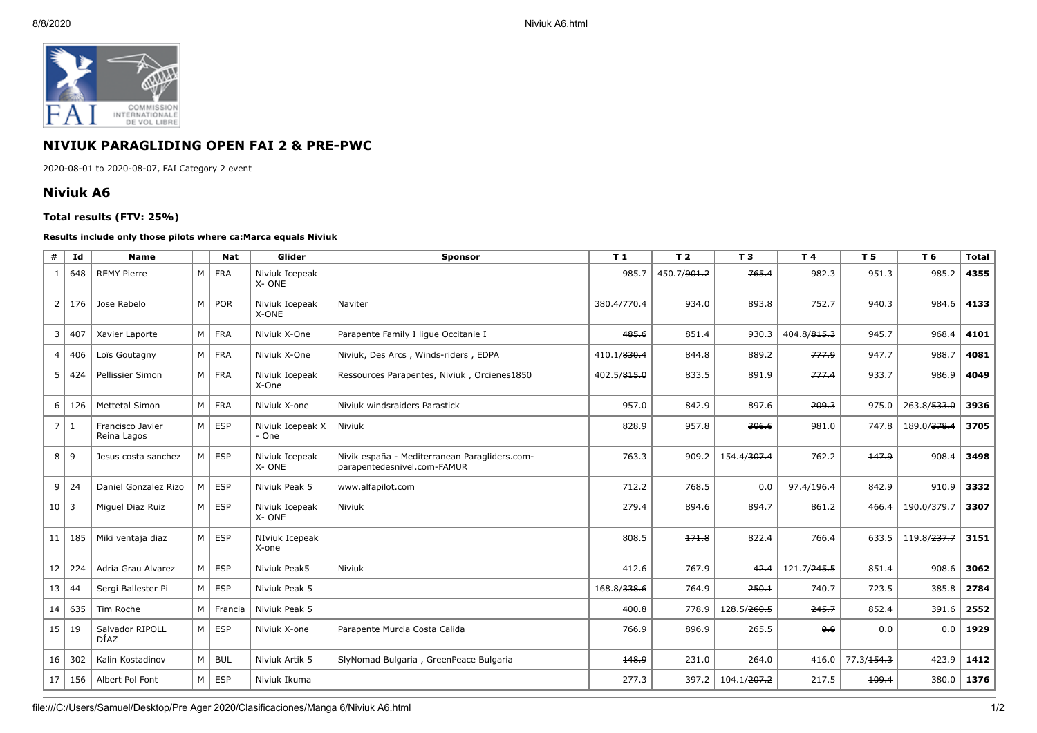## NIVIUK PARAGLIDING OPEN FAI 2 & PRE-PWC

2020-08-01 to 2020-08-07, FAI Category 2 event

## Niviuk A6

### Total results (FTV: 25%)

**Results include only those pilots where ca:Marca equals Niviuk**

| # | Id | Name | | Nat | Glider | Sponsor | T 1 | T 2 | T 3 | T 4 | T 5 | T 6 | Total |
|---|---|---|---|---|---|---|---|---|---|---|---|---|---|
| 1 | 648 | REMY Pierre | M | FRA | Niviuk Icepeak X- ONE | | 985.7 | 450.7/~~901.2~~ | ~~765.4~~ | 982.3 | 951.3 | 985.2 | **4355** |
| 2 | 176 | Jose Rebelo | M | POR | Niviuk Icepeak X-ONE | Naviter | 380.4/~~770.4~~ | 934.0 | 893.8 | ~~752.7~~ | 940.3 | 984.6 | **4133** |
| 3 | 407 | Xavier Laporte | M | FRA | Niviuk X-One | Parapente Family I ligue Occitanie I | ~~485.6~~ | 851.4 | 930.3 | 404.8/~~815.3~~ | 945.7 | 968.4 | **4101** |
| 4 | 406 | Loïs Goutagny | M | FRA | Niviuk X-One | Niviuk, Des Arcs , Winds-riders , EDPA | 410.1/~~830.4~~ | 844.8 | 889.2 | ~~777.9~~ | 947.7 | 988.7 | **4081** |
| 5 | 424 | Pellissier Simon | M | FRA | Niviuk Icepeak X-One | Ressources Parapentes, Niviuk , Orcienes1850 | 402.5/~~815.0~~ | 833.5 | 891.9 | ~~777.4~~ | 933.7 | 986.9 | **4049** |
| 6 | 126 | Mettetal Simon | M | FRA | Niviuk X-one | Niviuk windsraiders Parastick | 957.0 | 842.9 | 897.6 | ~~209.3~~ | 975.0 | 263.8/~~533.0~~ | **3936** |
| 7 | 1 | Francisco Javier Reina Lagos | M | ESP | Niviuk Icepeak X - One | Niviuk | 828.9 | 957.8 | ~~306.6~~ | 981.0 | 747.8 | 189.0/~~378.4~~ | **3705** |
| 8 | 9 | Jesus costa sanchez | M | ESP | Niviuk Icepeak X- ONE | Nivik españa - Mediterranean Paragliders.com-parapentedesnivel.com-FAMUR | 763.3 | 909.2 | 154.4/~~307.4~~ | 762.2 | ~~147.9~~ | 908.4 | **3498** |
| 9 | 24 | Daniel Gonzalez Rizo | M | ESP | Niviuk Peak 5 | www.alfapilot.com | 712.2 | 768.5 | ~~0.0~~ | 97.4/~~196.4~~ | 842.9 | 910.9 | **3332** |
| 10 | 3 | Miguel Diaz Ruiz | M | ESP | Niviuk Icepeak X- ONE | Niviuk | ~~279.4~~ | 894.6 | 894.7 | 861.2 | 466.4 | 190.0/~~379.7~~ | **3307** |
| 11 | 185 | Miki ventaja diaz | M | ESP | NIviuk Icepeak X-one | | 808.5 | ~~171.8~~ | 822.4 | 766.4 | 633.5 | 119.8/~~237.7~~ | **3151** |
| 12 | 224 | Adria Grau Alvarez | M | ESP | Niviuk Peak5 | Niviuk | 412.6 | 767.9 | ~~42.4~~ | 121.7/~~245.5~~ | 851.4 | 908.6 | **3062** |
| 13 | 44 | Sergi Ballester Pi | M | ESP | Niviuk Peak 5 | | 168.8/~~338.6~~ | 764.9 | ~~250.1~~ | 740.7 | 723.5 | 385.8 | **2784** |
| 14 | 635 | Tim Roche | M | Francia | Niviuk Peak 5 | | 400.8 | 778.9 | 128.5/~~260.5~~ | ~~245.7~~ | 852.4 | 391.6 | **2552** |
| 15 | 19 | Salvador RIPOLL DÍAZ | M | ESP | Niviuk X-one | Parapente Murcia Costa Calida | 766.9 | 896.9 | 265.5 | ~~0.0~~ | 0.0 | 0.0 | **1929** |
| 16 | 302 | Kalin Kostadinov | M | BUL | Niviuk Artik 5 | SlyNomad Bulgaria , GreenPeace Bulgaria | ~~148.9~~ | 231.0 | 264.0 | 416.0 | 77.3/~~154.3~~ | 423.9 | **1412** |
| 17 | 156 | Albert Pol Font | M | ESP | Niviuk Ikuma | | 277.3 | 397.2 | 104.1/~~207.2~~ | 217.5 | ~~109.4~~ | 380.0 | **1376** |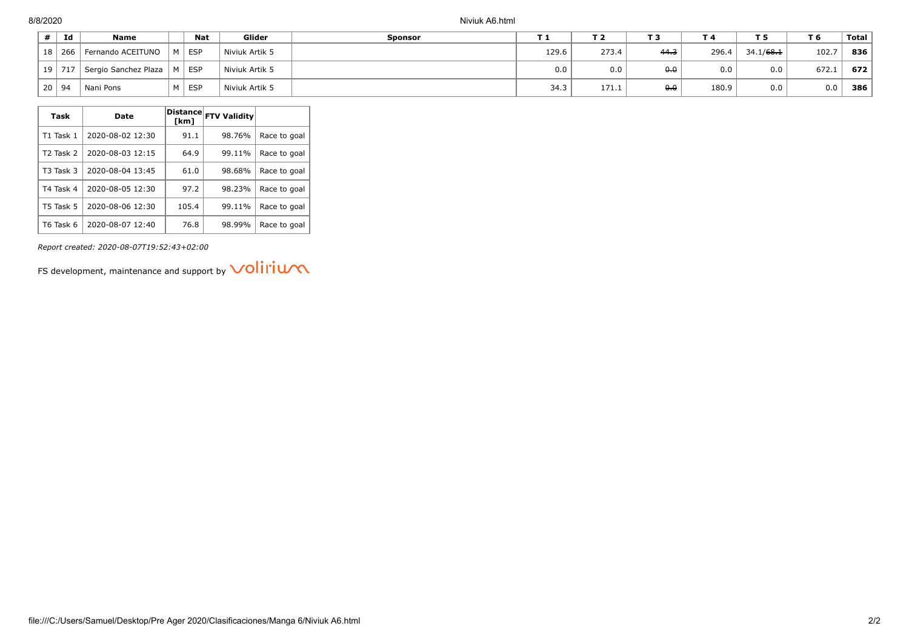| # | Id | Name | | Nat | Glider | Sponsor | T 1 | T 2 | T 3 | T 4 | T 5 | T 6 | Total |
|---|---|---|---|---|---|---|---|---|---|---|---|---|---|
| 18 | 266 | Fernando ACEITUNO | M | ESP | Niviuk Artik 5 | | 129.6 | 273.4 | ~~44.3~~ | 296.4 | 34.1/~~68.1~~ | 102.7 | **836** |
| 19 | 717 | Sergio Sanchez Plaza | M | ESP | Niviuk Artik 5 | | 0.0 | 0.0 | ~~0.0~~ | 0.0 | 0.0 | 672.1 | **672** |
| 20 | 94 | Nani Pons | M | ESP | Niviuk Artik 5 | | 34.3 | 171.1 | ~~0.0~~ | 180.9 | 0.0 | 0.0 | **386** |

| Task | Date | Distance [km] | FTV Validity | |
|---|---|---|---|---|
| T1 Task 1 | 2020-08-02 12:30 | 91.1 | 98.76% | Race to goal |
| T2 Task 2 | 2020-08-03 12:15 | 64.9 | 99.11% | Race to goal |
| T3 Task 3 | 2020-08-04 13:45 | 61.0 | 98.68% | Race to goal |
| T4 Task 4 | 2020-08-05 12:30 | 97.2 | 98.23% | Race to goal |
| T5 Task 5 | 2020-08-06 12:30 | 105.4 | 99.11% | Race to goal |
| T6 Task 6 | 2020-08-07 12:40 | 76.8 | 98.99% | Race to goal |

*Report created: 2020-08-07T19:52:43+02:00*

FS development, maintenance and support by volirium